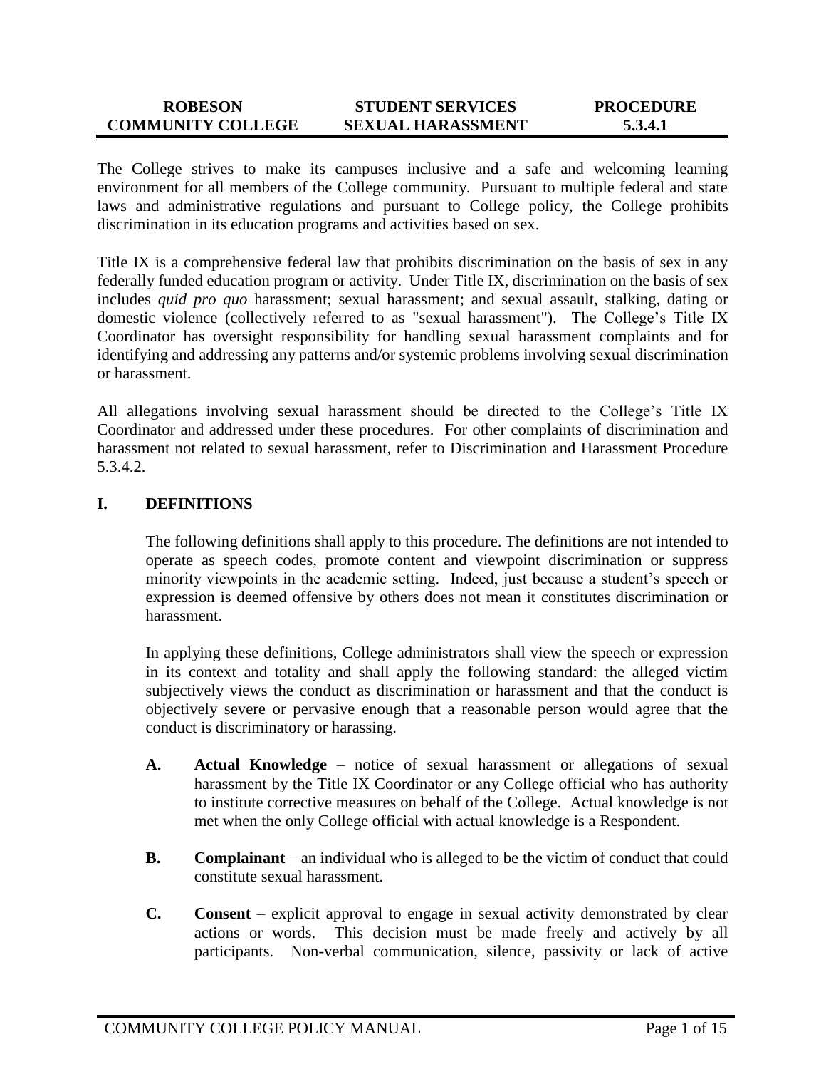| ROBESON COMMUNITY COLLEGE | STUDENT SERVICES SEXUAL HARASSMENT | PROCEDURE 5.3.4.1 |
|---|---|---|

The College strives to make its campuses inclusive and a safe and welcoming learning environment for all members of the College community. Pursuant to multiple federal and state laws and administrative regulations and pursuant to College policy, the College prohibits discrimination in its education programs and activities based on sex.

Title IX is a comprehensive federal law that prohibits discrimination on the basis of sex in any federally funded education program or activity. Under Title IX, discrimination on the basis of sex includes *quid pro quo* harassment; sexual harassment; and sexual assault, stalking, dating or domestic violence (collectively referred to as "sexual harassment"). The College's Title IX Coordinator has oversight responsibility for handling sexual harassment complaints and for identifying and addressing any patterns and/or systemic problems involving sexual discrimination or harassment.

All allegations involving sexual harassment should be directed to the College's Title IX Coordinator and addressed under these procedures. For other complaints of discrimination and harassment not related to sexual harassment, refer to Discrimination and Harassment Procedure 5.3.4.2.

## I. DEFINITIONS

The following definitions shall apply to this procedure. The definitions are not intended to operate as speech codes, promote content and viewpoint discrimination or suppress minority viewpoints in the academic setting. Indeed, just because a student's speech or expression is deemed offensive by others does not mean it constitutes discrimination or harassment.

In applying these definitions, College administrators shall view the speech or expression in its context and totality and shall apply the following standard: the alleged victim subjectively views the conduct as discrimination or harassment and that the conduct is objectively severe or pervasive enough that a reasonable person would agree that the conduct is discriminatory or harassing.

**A. Actual Knowledge** – notice of sexual harassment or allegations of sexual harassment by the Title IX Coordinator or any College official who has authority to institute corrective measures on behalf of the College. Actual knowledge is not met when the only College official with actual knowledge is a Respondent.

**B. Complainant** – an individual who is alleged to be the victim of conduct that could constitute sexual harassment.

**C. Consent** – explicit approval to engage in sexual activity demonstrated by clear actions or words. This decision must be made freely and actively by all participants. Non-verbal communication, silence, passivity or lack of active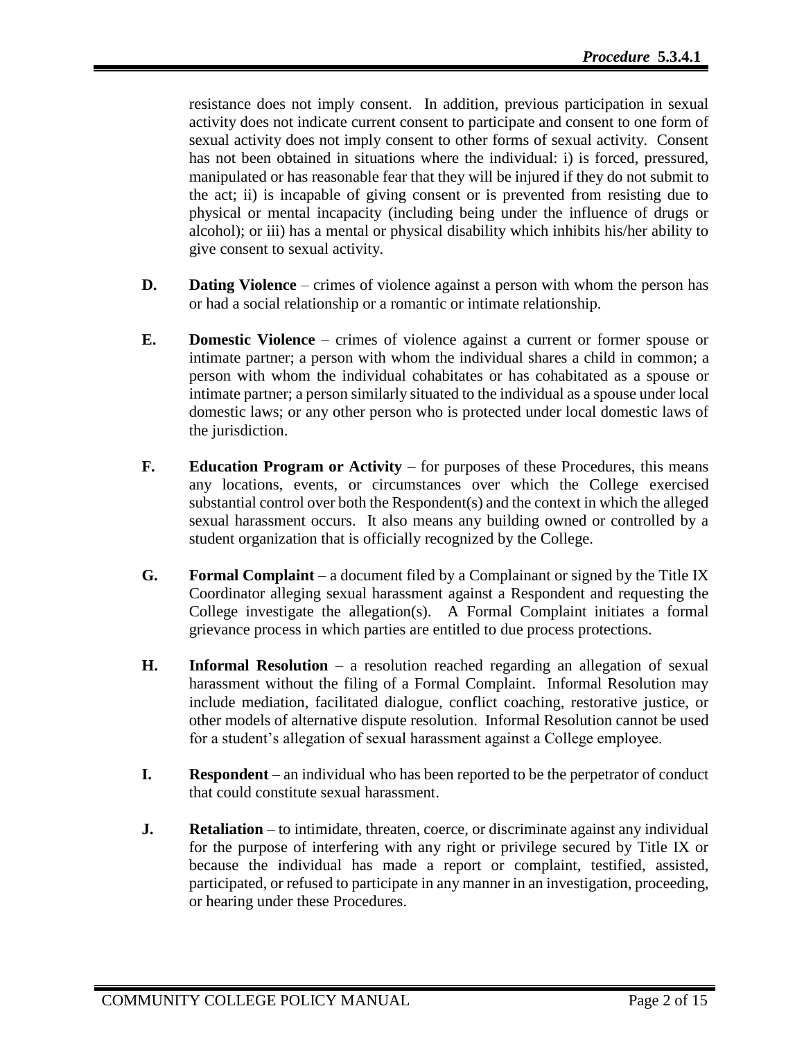resistance does not imply consent. In addition, previous participation in sexual activity does not indicate current consent to participate and consent to one form of sexual activity does not imply consent to other forms of sexual activity. Consent has not been obtained in situations where the individual: i) is forced, pressured, manipulated or has reasonable fear that they will be injured if they do not submit to the act; ii) is incapable of giving consent or is prevented from resisting due to physical or mental incapacity (including being under the influence of drugs or alcohol); or iii) has a mental or physical disability which inhibits his/her ability to give consent to sexual activity.

**D. Dating Violence** – crimes of violence against a person with whom the person has or had a social relationship or a romantic or intimate relationship.

**E. Domestic Violence** – crimes of violence against a current or former spouse or intimate partner; a person with whom the individual shares a child in common; a person with whom the individual cohabitates or has cohabitated as a spouse or intimate partner; a person similarly situated to the individual as a spouse under local domestic laws; or any other person who is protected under local domestic laws of the jurisdiction.

**F. Education Program or Activity** – for purposes of these Procedures, this means any locations, events, or circumstances over which the College exercised substantial control over both the Respondent(s) and the context in which the alleged sexual harassment occurs. It also means any building owned or controlled by a student organization that is officially recognized by the College.

**G. Formal Complaint** – a document filed by a Complainant or signed by the Title IX Coordinator alleging sexual harassment against a Respondent and requesting the College investigate the allegation(s). A Formal Complaint initiates a formal grievance process in which parties are entitled to due process protections.

**H. Informal Resolution** – a resolution reached regarding an allegation of sexual harassment without the filing of a Formal Complaint. Informal Resolution may include mediation, facilitated dialogue, conflict coaching, restorative justice, or other models of alternative dispute resolution. Informal Resolution cannot be used for a student's allegation of sexual harassment against a College employee.

**I. Respondent** – an individual who has been reported to be the perpetrator of conduct that could constitute sexual harassment.

**J. Retaliation** – to intimidate, threaten, coerce, or discriminate against any individual for the purpose of interfering with any right or privilege secured by Title IX or because the individual has made a report or complaint, testified, assisted, participated, or refused to participate in any manner in an investigation, proceeding, or hearing under these Procedures.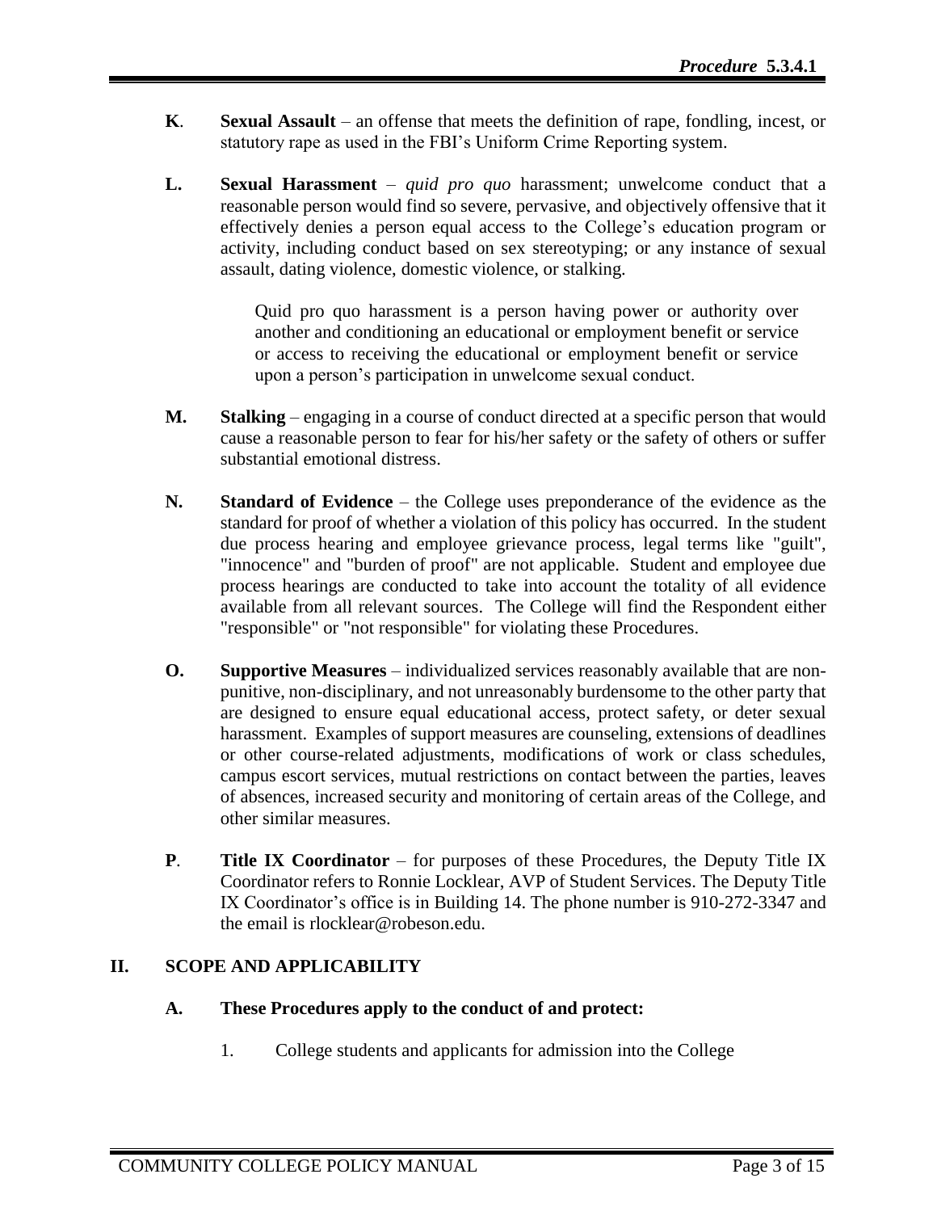**K**. **Sexual Assault** – an offense that meets the definition of rape, fondling, incest, or statutory rape as used in the FBI's Uniform Crime Reporting system.

**L.** **Sexual Harassment** – *quid pro quo* harassment; unwelcome conduct that a reasonable person would find so severe, pervasive, and objectively offensive that it effectively denies a person equal access to the College's education program or activity, including conduct based on sex stereotyping; or any instance of sexual assault, dating violence, domestic violence, or stalking.

> Quid pro quo harassment is a person having power or authority over another and conditioning an educational or employment benefit or service or access to receiving the educational or employment benefit or service upon a person's participation in unwelcome sexual conduct.

**M.** **Stalking** – engaging in a course of conduct directed at a specific person that would cause a reasonable person to fear for his/her safety or the safety of others or suffer substantial emotional distress.

**N.** **Standard of Evidence** – the College uses preponderance of the evidence as the standard for proof of whether a violation of this policy has occurred. In the student due process hearing and employee grievance process, legal terms like "guilt", "innocence" and "burden of proof" are not applicable. Student and employee due process hearings are conducted to take into account the totality of all evidence available from all relevant sources. The College will find the Respondent either "responsible" or "not responsible" for violating these Procedures.

**O.** **Supportive Measures** – individualized services reasonably available that are non-punitive, non-disciplinary, and not unreasonably burdensome to the other party that are designed to ensure equal educational access, protect safety, or deter sexual harassment. Examples of support measures are counseling, extensions of deadlines or other course-related adjustments, modifications of work or class schedules, campus escort services, mutual restrictions on contact between the parties, leaves of absences, increased security and monitoring of certain areas of the College, and other similar measures.

**P**. **Title IX Coordinator** – for purposes of these Procedures, the Deputy Title IX Coordinator refers to Ronnie Locklear, AVP of Student Services. The Deputy Title IX Coordinator's office is in Building 14. The phone number is 910-272-3347 and the email is rlocklear@robeson.edu.

## II. SCOPE AND APPLICABILITY

### A. These Procedures apply to the conduct of and protect:

1. College students and applicants for admission into the College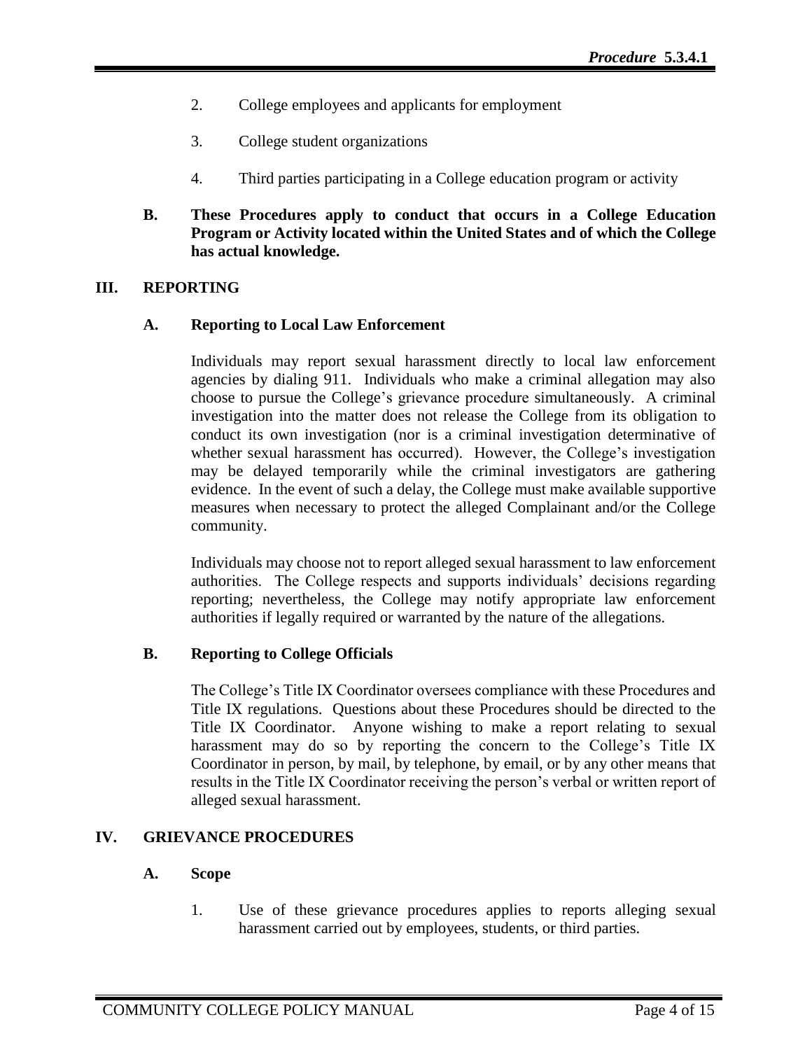2. College employees and applicants for employment

3. College student organizations

4. Third parties participating in a College education program or activity

**B. These Procedures apply to conduct that occurs in a College Education Program or Activity located within the United States and of which the College has actual knowledge.**

## III. REPORTING

### A. Reporting to Local Law Enforcement

Individuals may report sexual harassment directly to local law enforcement agencies by dialing 911. Individuals who make a criminal allegation may also choose to pursue the College's grievance procedure simultaneously. A criminal investigation into the matter does not release the College from its obligation to conduct its own investigation (nor is a criminal investigation determinative of whether sexual harassment has occurred). However, the College's investigation may be delayed temporarily while the criminal investigators are gathering evidence. In the event of such a delay, the College must make available supportive measures when necessary to protect the alleged Complainant and/or the College community.

Individuals may choose not to report alleged sexual harassment to law enforcement authorities. The College respects and supports individuals' decisions regarding reporting; nevertheless, the College may notify appropriate law enforcement authorities if legally required or warranted by the nature of the allegations.

### B. Reporting to College Officials

The College's Title IX Coordinator oversees compliance with these Procedures and Title IX regulations. Questions about these Procedures should be directed to the Title IX Coordinator. Anyone wishing to make a report relating to sexual harassment may do so by reporting the concern to the College's Title IX Coordinator in person, by mail, by telephone, by email, or by any other means that results in the Title IX Coordinator receiving the person's verbal or written report of alleged sexual harassment.

## IV. GRIEVANCE PROCEDURES

### A. Scope

1. Use of these grievance procedures applies to reports alleging sexual harassment carried out by employees, students, or third parties.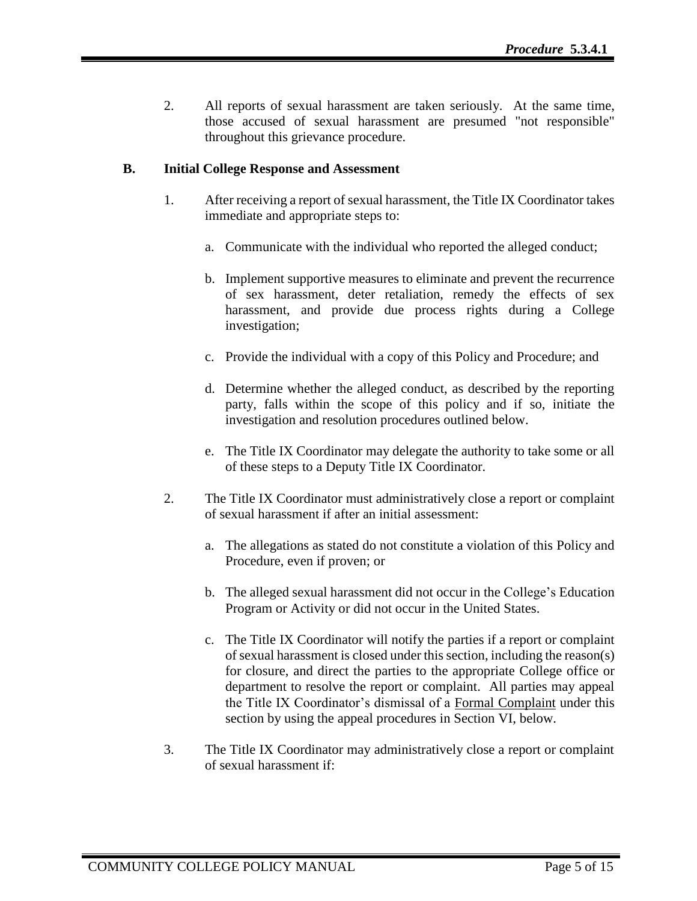2. All reports of sexual harassment are taken seriously. At the same time, those accused of sexual harassment are presumed "not responsible" throughout this grievance procedure.

### B. Initial College Response and Assessment

1. After receiving a report of sexual harassment, the Title IX Coordinator takes immediate and appropriate steps to:

   a. Communicate with the individual who reported the alleged conduct;

   b. Implement supportive measures to eliminate and prevent the recurrence of sex harassment, deter retaliation, remedy the effects of sex harassment, and provide due process rights during a College investigation;

   c. Provide the individual with a copy of this Policy and Procedure; and

   d. Determine whether the alleged conduct, as described by the reporting party, falls within the scope of this policy and if so, initiate the investigation and resolution procedures outlined below.

   e. The Title IX Coordinator may delegate the authority to take some or all of these steps to a Deputy Title IX Coordinator.

2. The Title IX Coordinator must administratively close a report or complaint of sexual harassment if after an initial assessment:

   a. The allegations as stated do not constitute a violation of this Policy and Procedure, even if proven; or

   b. The alleged sexual harassment did not occur in the College's Education Program or Activity or did not occur in the United States.

   c. The Title IX Coordinator will notify the parties if a report or complaint of sexual harassment is closed under this section, including the reason(s) for closure, and direct the parties to the appropriate College office or department to resolve the report or complaint. All parties may appeal the Title IX Coordinator's dismissal of a Formal Complaint under this section by using the appeal procedures in Section VI, below.

3. The Title IX Coordinator may administratively close a report or complaint of sexual harassment if: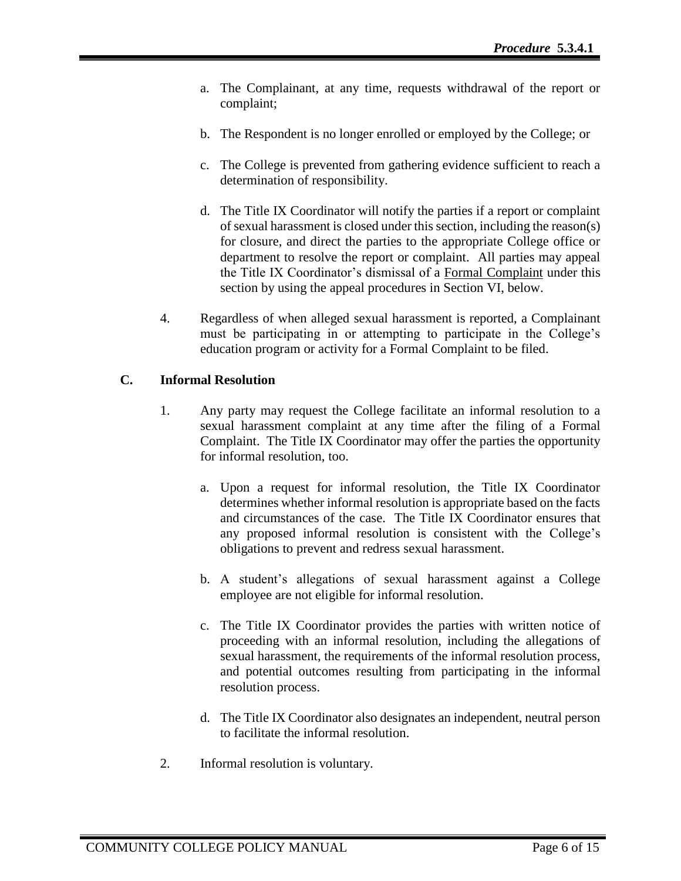a. The Complainant, at any time, requests withdrawal of the report or complaint;

b. The Respondent is no longer enrolled or employed by the College; or

c. The College is prevented from gathering evidence sufficient to reach a determination of responsibility.

d. The Title IX Coordinator will notify the parties if a report or complaint of sexual harassment is closed under this section, including the reason(s) for closure, and direct the parties to the appropriate College office or department to resolve the report or complaint. All parties may appeal the Title IX Coordinator's dismissal of a Formal Complaint under this section by using the appeal procedures in Section VI, below.

4. Regardless of when alleged sexual harassment is reported, a Complainant must be participating in or attempting to participate in the College's education program or activity for a Formal Complaint to be filed.

## C. Informal Resolution

1. Any party may request the College facilitate an informal resolution to a sexual harassment complaint at any time after the filing of a Formal Complaint. The Title IX Coordinator may offer the parties the opportunity for informal resolution, too.

   a. Upon a request for informal resolution, the Title IX Coordinator determines whether informal resolution is appropriate based on the facts and circumstances of the case. The Title IX Coordinator ensures that any proposed informal resolution is consistent with the College's obligations to prevent and redress sexual harassment.

   b. A student's allegations of sexual harassment against a College employee are not eligible for informal resolution.

   c. The Title IX Coordinator provides the parties with written notice of proceeding with an informal resolution, including the allegations of sexual harassment, the requirements of the informal resolution process, and potential outcomes resulting from participating in the informal resolution process.

   d. The Title IX Coordinator also designates an independent, neutral person to facilitate the informal resolution.

2. Informal resolution is voluntary.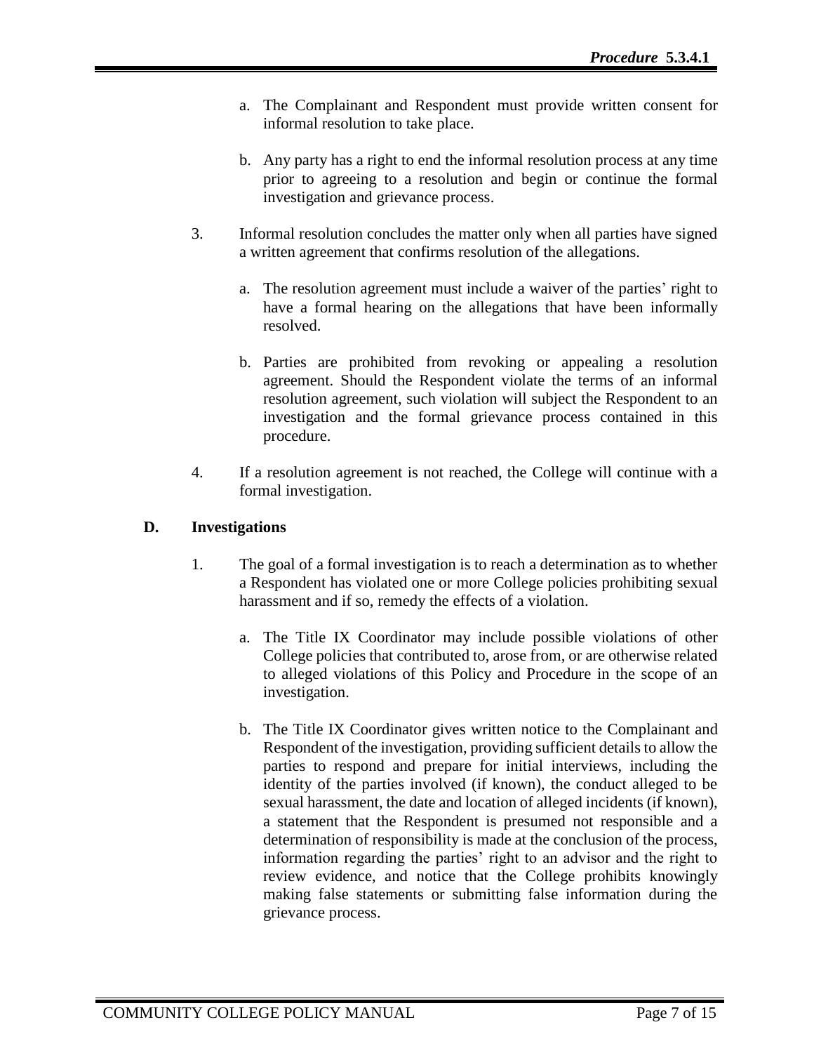a. The Complainant and Respondent must provide written consent for informal resolution to take place.

   b. Any party has a right to end the informal resolution process at any time prior to agreeing to a resolution and begin or continue the formal investigation and grievance process.

3. Informal resolution concludes the matter only when all parties have signed a written agreement that confirms resolution of the allegations.

   a. The resolution agreement must include a waiver of the parties' right to have a formal hearing on the allegations that have been informally resolved.

   b. Parties are prohibited from revoking or appealing a resolution agreement. Should the Respondent violate the terms of an informal resolution agreement, such violation will subject the Respondent to an investigation and the formal grievance process contained in this procedure.

4. If a resolution agreement is not reached, the College will continue with a formal investigation.

**D. Investigations**

1. The goal of a formal investigation is to reach a determination as to whether a Respondent has violated one or more College policies prohibiting sexual harassment and if so, remedy the effects of a violation.

   a. The Title IX Coordinator may include possible violations of other College policies that contributed to, arose from, or are otherwise related to alleged violations of this Policy and Procedure in the scope of an investigation.

   b. The Title IX Coordinator gives written notice to the Complainant and Respondent of the investigation, providing sufficient details to allow the parties to respond and prepare for initial interviews, including the identity of the parties involved (if known), the conduct alleged to be sexual harassment, the date and location of alleged incidents (if known), a statement that the Respondent is presumed not responsible and a determination of responsibility is made at the conclusion of the process, information regarding the parties' right to an advisor and the right to review evidence, and notice that the College prohibits knowingly making false statements or submitting false information during the grievance process.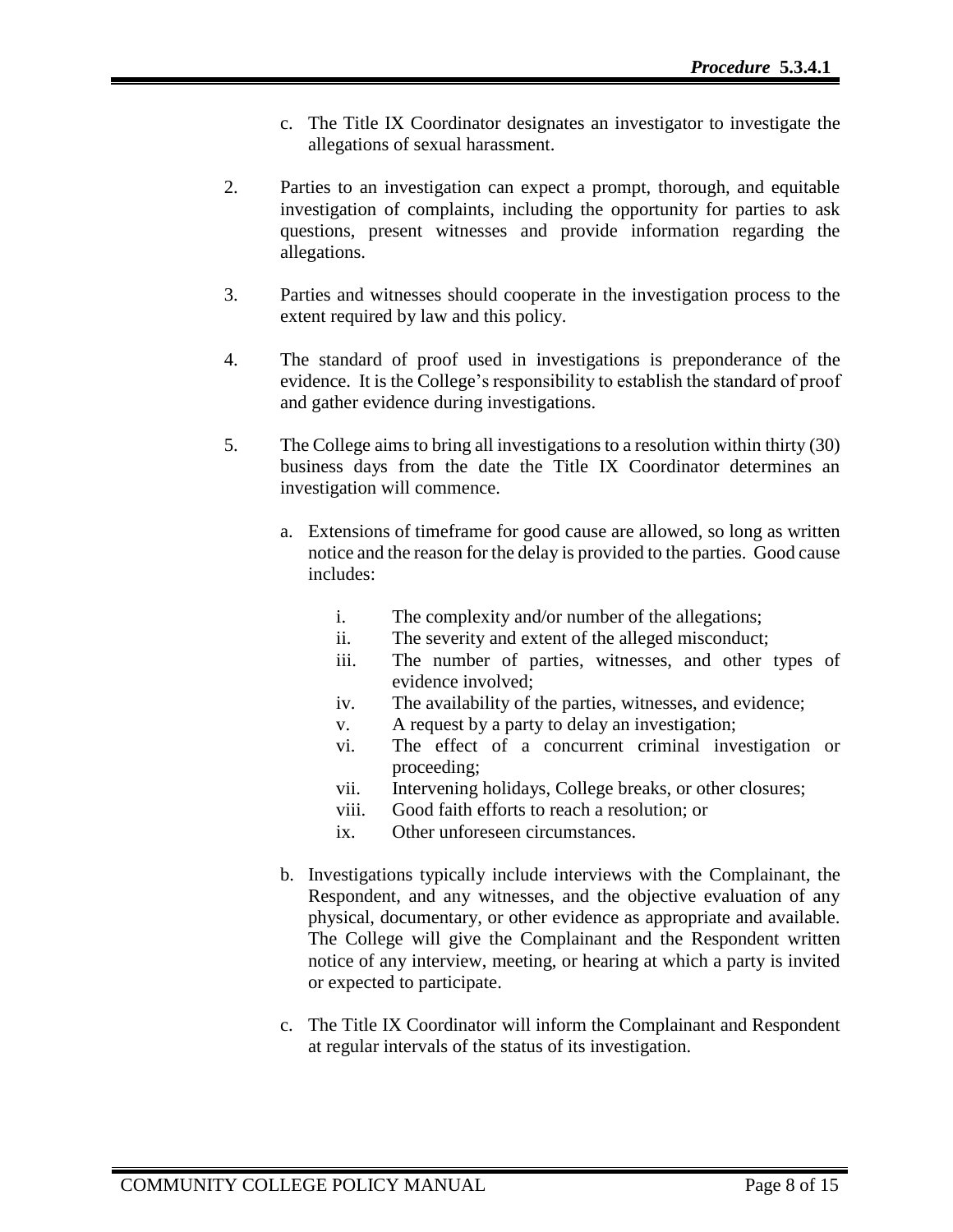c. The Title IX Coordinator designates an investigator to investigate the allegations of sexual harassment.

2. Parties to an investigation can expect a prompt, thorough, and equitable investigation of complaints, including the opportunity for parties to ask questions, present witnesses and provide information regarding the allegations.

3. Parties and witnesses should cooperate in the investigation process to the extent required by law and this policy.

4. The standard of proof used in investigations is preponderance of the evidence. It is the College's responsibility to establish the standard of proof and gather evidence during investigations.

5. The College aims to bring all investigations to a resolution within thirty (30) business days from the date the Title IX Coordinator determines an investigation will commence.

   a. Extensions of timeframe for good cause are allowed, so long as written notice and the reason for the delay is provided to the parties. Good cause includes:

      i. The complexity and/or number of the allegations;
      ii. The severity and extent of the alleged misconduct;
      iii. The number of parties, witnesses, and other types of evidence involved;
      iv. The availability of the parties, witnesses, and evidence;
      v. A request by a party to delay an investigation;
      vi. The effect of a concurrent criminal investigation or proceeding;
      vii. Intervening holidays, College breaks, or other closures;
      viii. Good faith efforts to reach a resolution; or
      ix. Other unforeseen circumstances.

   b. Investigations typically include interviews with the Complainant, the Respondent, and any witnesses, and the objective evaluation of any physical, documentary, or other evidence as appropriate and available. The College will give the Complainant and the Respondent written notice of any interview, meeting, or hearing at which a party is invited or expected to participate.

   c. The Title IX Coordinator will inform the Complainant and Respondent at regular intervals of the status of its investigation.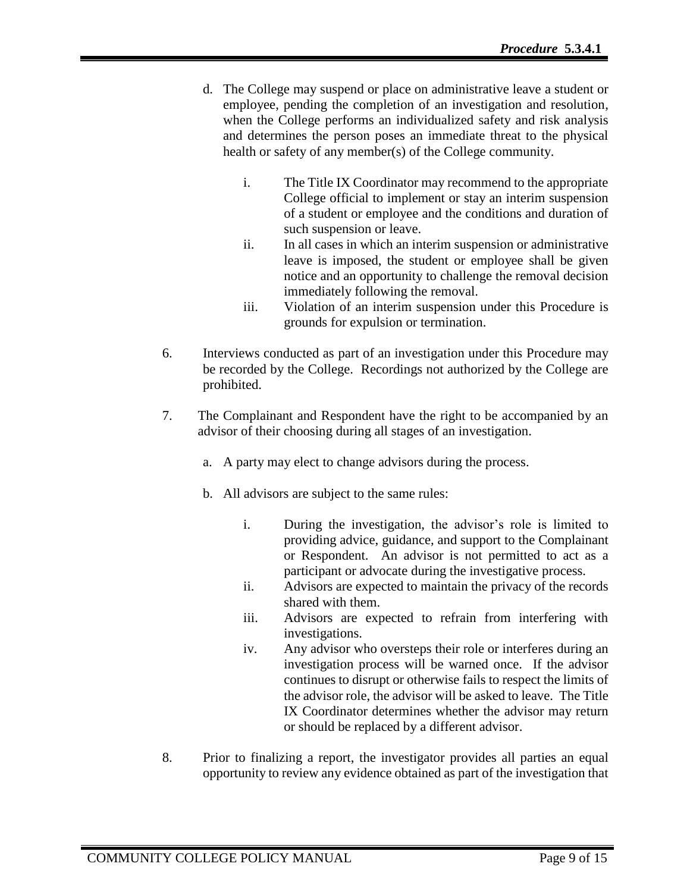d. The College may suspend or place on administrative leave a student or employee, pending the completion of an investigation and resolution, when the College performs an individualized safety and risk analysis and determines the person poses an immediate threat to the physical health or safety of any member(s) of the College community.

    i. The Title IX Coordinator may recommend to the appropriate College official to implement or stay an interim suspension of a student or employee and the conditions and duration of such suspension or leave.
    ii. In all cases in which an interim suspension or administrative leave is imposed, the student or employee shall be given notice and an opportunity to challenge the removal decision immediately following the removal.
    iii. Violation of an interim suspension under this Procedure is grounds for expulsion or termination.

6. Interviews conducted as part of an investigation under this Procedure may be recorded by the College. Recordings not authorized by the College are prohibited.

7. The Complainant and Respondent have the right to be accompanied by an advisor of their choosing during all stages of an investigation.

    a. A party may elect to change advisors during the process.

    b. All advisors are subject to the same rules:

        i. During the investigation, the advisor's role is limited to providing advice, guidance, and support to the Complainant or Respondent. An advisor is not permitted to act as a participant or advocate during the investigative process.
        ii. Advisors are expected to maintain the privacy of the records shared with them.
        iii. Advisors are expected to refrain from interfering with investigations.
        iv. Any advisor who oversteps their role or interferes during an investigation process will be warned once. If the advisor continues to disrupt or otherwise fails to respect the limits of the advisor role, the advisor will be asked to leave. The Title IX Coordinator determines whether the advisor may return or should be replaced by a different advisor.

8. Prior to finalizing a report, the investigator provides all parties an equal opportunity to review any evidence obtained as part of the investigation that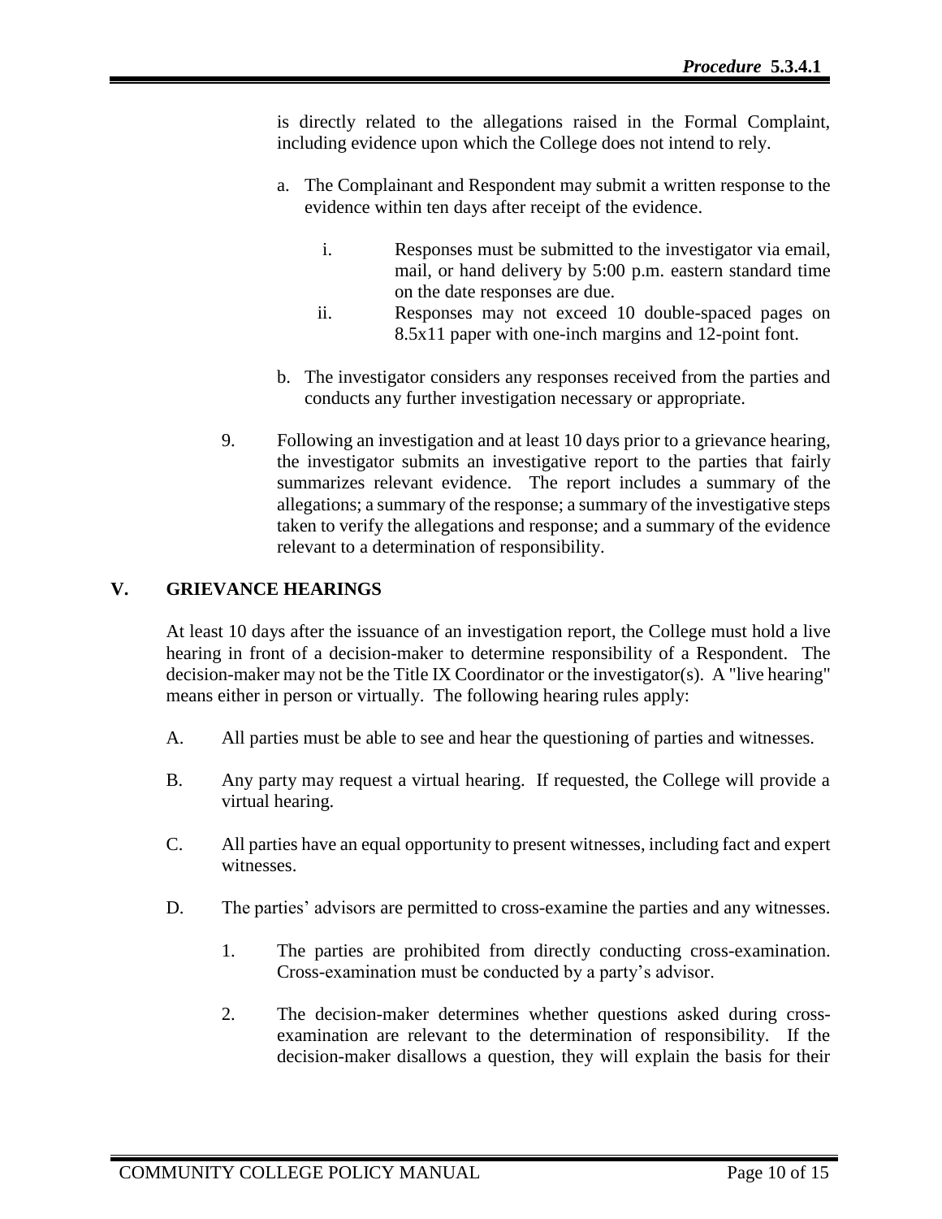is directly related to the allegations raised in the Formal Complaint, including evidence upon which the College does not intend to rely.

a. The Complainant and Respondent may submit a written response to the evidence within ten days after receipt of the evidence.

   i. Responses must be submitted to the investigator via email, mail, or hand delivery by 5:00 p.m. eastern standard time on the date responses are due.

   ii. Responses may not exceed 10 double-spaced pages on 8.5x11 paper with one-inch margins and 12-point font.

b. The investigator considers any responses received from the parties and conducts any further investigation necessary or appropriate.

9. Following an investigation and at least 10 days prior to a grievance hearing, the investigator submits an investigative report to the parties that fairly summarizes relevant evidence. The report includes a summary of the allegations; a summary of the response; a summary of the investigative steps taken to verify the allegations and response; and a summary of the evidence relevant to a determination of responsibility.

## V. GRIEVANCE HEARINGS

At least 10 days after the issuance of an investigation report, the College must hold a live hearing in front of a decision-maker to determine responsibility of a Respondent. The decision-maker may not be the Title IX Coordinator or the investigator(s). A "live hearing" means either in person or virtually. The following hearing rules apply:

A. All parties must be able to see and hear the questioning of parties and witnesses.

B. Any party may request a virtual hearing. If requested, the College will provide a virtual hearing.

C. All parties have an equal opportunity to present witnesses, including fact and expert witnesses.

D. The parties' advisors are permitted to cross-examine the parties and any witnesses.

   1. The parties are prohibited from directly conducting cross-examination. Cross-examination must be conducted by a party's advisor.

   2. The decision-maker determines whether questions asked during cross-examination are relevant to the determination of responsibility. If the decision-maker disallows a question, they will explain the basis for their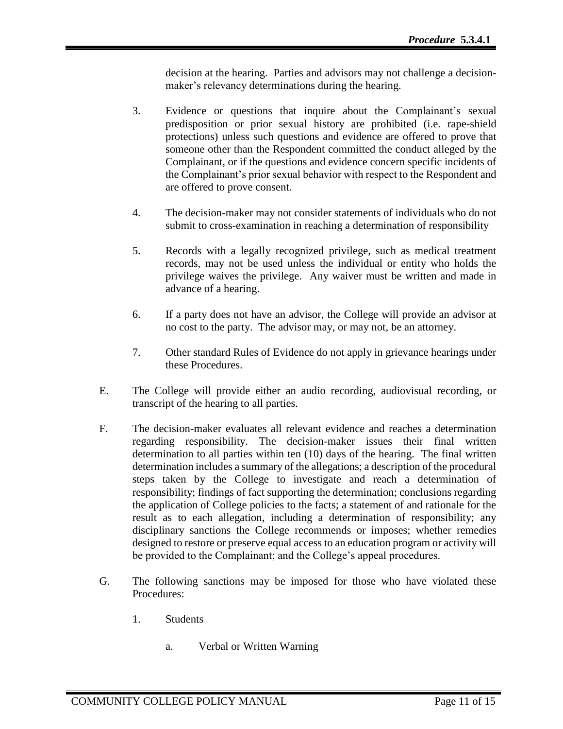decision at the hearing. Parties and advisors may not challenge a decision-maker's relevancy determinations during the hearing.

3. Evidence or questions that inquire about the Complainant's sexual predisposition or prior sexual history are prohibited (i.e. rape-shield protections) unless such questions and evidence are offered to prove that someone other than the Respondent committed the conduct alleged by the Complainant, or if the questions and evidence concern specific incidents of the Complainant's prior sexual behavior with respect to the Respondent and are offered to prove consent.

4. The decision-maker may not consider statements of individuals who do not submit to cross-examination in reaching a determination of responsibility

5. Records with a legally recognized privilege, such as medical treatment records, may not be used unless the individual or entity who holds the privilege waives the privilege. Any waiver must be written and made in advance of a hearing.

6. If a party does not have an advisor, the College will provide an advisor at no cost to the party. The advisor may, or may not, be an attorney.

7. Other standard Rules of Evidence do not apply in grievance hearings under these Procedures.

E. The College will provide either an audio recording, audiovisual recording, or transcript of the hearing to all parties.

F. The decision-maker evaluates all relevant evidence and reaches a determination regarding responsibility. The decision-maker issues their final written determination to all parties within ten (10) days of the hearing. The final written determination includes a summary of the allegations; a description of the procedural steps taken by the College to investigate and reach a determination of responsibility; findings of fact supporting the determination; conclusions regarding the application of College policies to the facts; a statement of and rationale for the result as to each allegation, including a determination of responsibility; any disciplinary sanctions the College recommends or imposes; whether remedies designed to restore or preserve equal access to an education program or activity will be provided to the Complainant; and the College's appeal procedures.

G. The following sanctions may be imposed for those who have violated these Procedures:

1. Students

    a. Verbal or Written Warning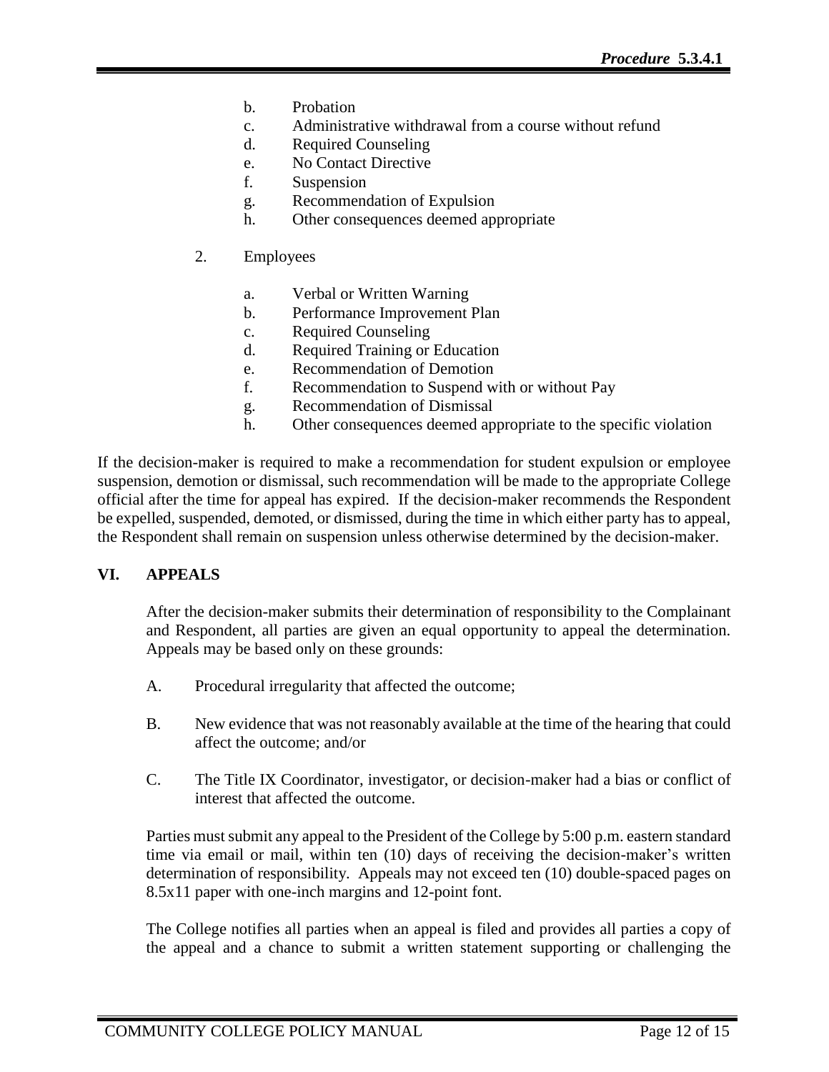b. Probation
c. Administrative withdrawal from a course without refund
d. Required Counseling
e. No Contact Directive
f. Suspension
g. Recommendation of Expulsion
h. Other consequences deemed appropriate

2. Employees

a. Verbal or Written Warning
b. Performance Improvement Plan
c. Required Counseling
d. Required Training or Education
e. Recommendation of Demotion
f. Recommendation to Suspend with or without Pay
g. Recommendation of Dismissal
h. Other consequences deemed appropriate to the specific violation

If the decision-maker is required to make a recommendation for student expulsion or employee suspension, demotion or dismissal, such recommendation will be made to the appropriate College official after the time for appeal has expired. If the decision-maker recommends the Respondent be expelled, suspended, demoted, or dismissed, during the time in which either party has to appeal, the Respondent shall remain on suspension unless otherwise determined by the decision-maker.

## VI. APPEALS

After the decision-maker submits their determination of responsibility to the Complainant and Respondent, all parties are given an equal opportunity to appeal the determination. Appeals may be based only on these grounds:

A. Procedural irregularity that affected the outcome;

B. New evidence that was not reasonably available at the time of the hearing that could affect the outcome; and/or

C. The Title IX Coordinator, investigator, or decision-maker had a bias or conflict of interest that affected the outcome.

Parties must submit any appeal to the President of the College by 5:00 p.m. eastern standard time via email or mail, within ten (10) days of receiving the decision-maker's written determination of responsibility. Appeals may not exceed ten (10) double-spaced pages on 8.5x11 paper with one-inch margins and 12-point font.

The College notifies all parties when an appeal is filed and provides all parties a copy of the appeal and a chance to submit a written statement supporting or challenging the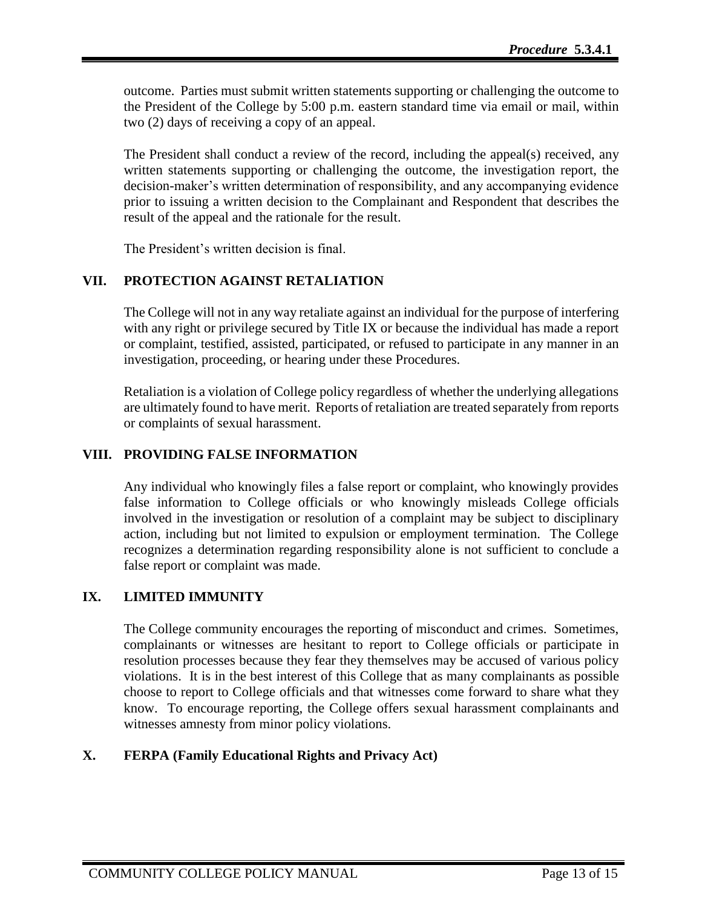outcome. Parties must submit written statements supporting or challenging the outcome to the President of the College by 5:00 p.m. eastern standard time via email or mail, within two (2) days of receiving a copy of an appeal.

The President shall conduct a review of the record, including the appeal(s) received, any written statements supporting or challenging the outcome, the investigation report, the decision-maker's written determination of responsibility, and any accompanying evidence prior to issuing a written decision to the Complainant and Respondent that describes the result of the appeal and the rationale for the result.

The President's written decision is final.

## VII. PROTECTION AGAINST RETALIATION

The College will not in any way retaliate against an individual for the purpose of interfering with any right or privilege secured by Title IX or because the individual has made a report or complaint, testified, assisted, participated, or refused to participate in any manner in an investigation, proceeding, or hearing under these Procedures.

Retaliation is a violation of College policy regardless of whether the underlying allegations are ultimately found to have merit. Reports of retaliation are treated separately from reports or complaints of sexual harassment.

## VIII. PROVIDING FALSE INFORMATION

Any individual who knowingly files a false report or complaint, who knowingly provides false information to College officials or who knowingly misleads College officials involved in the investigation or resolution of a complaint may be subject to disciplinary action, including but not limited to expulsion or employment termination. The College recognizes a determination regarding responsibility alone is not sufficient to conclude a false report or complaint was made.

## IX. LIMITED IMMUNITY

The College community encourages the reporting of misconduct and crimes. Sometimes, complainants or witnesses are hesitant to report to College officials or participate in resolution processes because they fear they themselves may be accused of various policy violations. It is in the best interest of this College that as many complainants as possible choose to report to College officials and that witnesses come forward to share what they know. To encourage reporting, the College offers sexual harassment complainants and witnesses amnesty from minor policy violations.

## X. FERPA (Family Educational Rights and Privacy Act)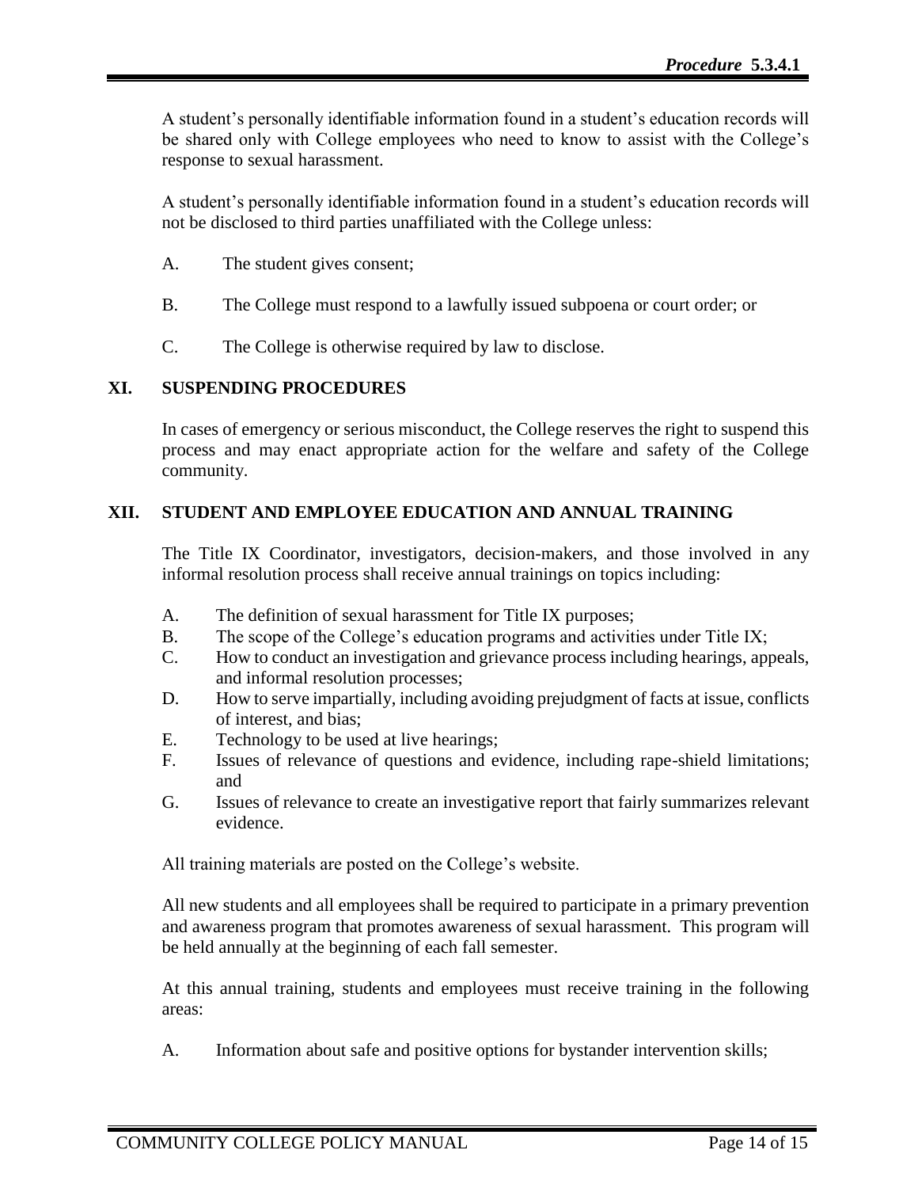A student's personally identifiable information found in a student's education records will be shared only with College employees who need to know to assist with the College's response to sexual harassment.

A student's personally identifiable information found in a student's education records will not be disclosed to third parties unaffiliated with the College unless:

A. The student gives consent;

B. The College must respond to a lawfully issued subpoena or court order; or

C. The College is otherwise required by law to disclose.

## XI. SUSPENDING PROCEDURES

In cases of emergency or serious misconduct, the College reserves the right to suspend this process and may enact appropriate action for the welfare and safety of the College community.

## XII. STUDENT AND EMPLOYEE EDUCATION AND ANNUAL TRAINING

The Title IX Coordinator, investigators, decision-makers, and those involved in any informal resolution process shall receive annual trainings on topics including:

A. The definition of sexual harassment for Title IX purposes;
B. The scope of the College's education programs and activities under Title IX;
C. How to conduct an investigation and grievance process including hearings, appeals, and informal resolution processes;
D. How to serve impartially, including avoiding prejudgment of facts at issue, conflicts of interest, and bias;
E. Technology to be used at live hearings;
F. Issues of relevance of questions and evidence, including rape-shield limitations; and
G. Issues of relevance to create an investigative report that fairly summarizes relevant evidence.

All training materials are posted on the College's website.

All new students and all employees shall be required to participate in a primary prevention and awareness program that promotes awareness of sexual harassment. This program will be held annually at the beginning of each fall semester.

At this annual training, students and employees must receive training in the following areas:

A. Information about safe and positive options for bystander intervention skills;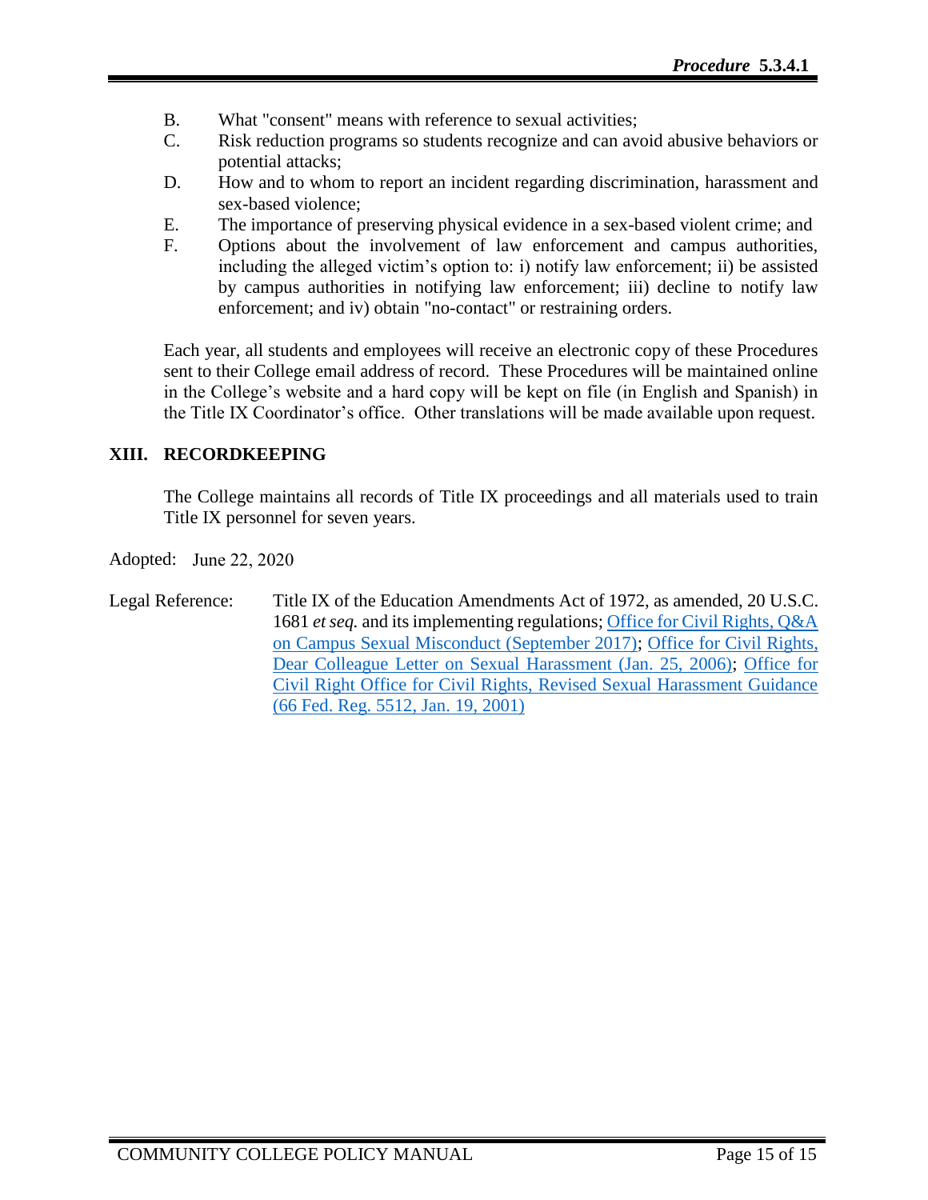B. What "consent" means with reference to sexual activities;
C. Risk reduction programs so students recognize and can avoid abusive behaviors or potential attacks;
D. How and to whom to report an incident regarding discrimination, harassment and sex-based violence;
E. The importance of preserving physical evidence in a sex-based violent crime; and
F. Options about the involvement of law enforcement and campus authorities, including the alleged victim's option to: i) notify law enforcement; ii) be assisted by campus authorities in notifying law enforcement; iii) decline to notify law enforcement; and iv) obtain "no-contact" or restraining orders.

Each year, all students and employees will receive an electronic copy of these Procedures sent to their College email address of record. These Procedures will be maintained online in the College's website and a hard copy will be kept on file (in English and Spanish) in the Title IX Coordinator's office. Other translations will be made available upon request.

## XIII. RECORDKEEPING

The College maintains all records of Title IX proceedings and all materials used to train Title IX personnel for seven years.

Adopted: June 22, 2020

Legal Reference: Title IX of the Education Amendments Act of 1972, as amended, 20 U.S.C. 1681 *et seq.* and its implementing regulations; Office for Civil Rights, Q&A on Campus Sexual Misconduct (September 2017); Office for Civil Rights, Dear Colleague Letter on Sexual Harassment (Jan. 25, 2006); Office for Civil Right Office for Civil Rights, Revised Sexual Harassment Guidance (66 Fed. Reg. 5512, Jan. 19, 2001)